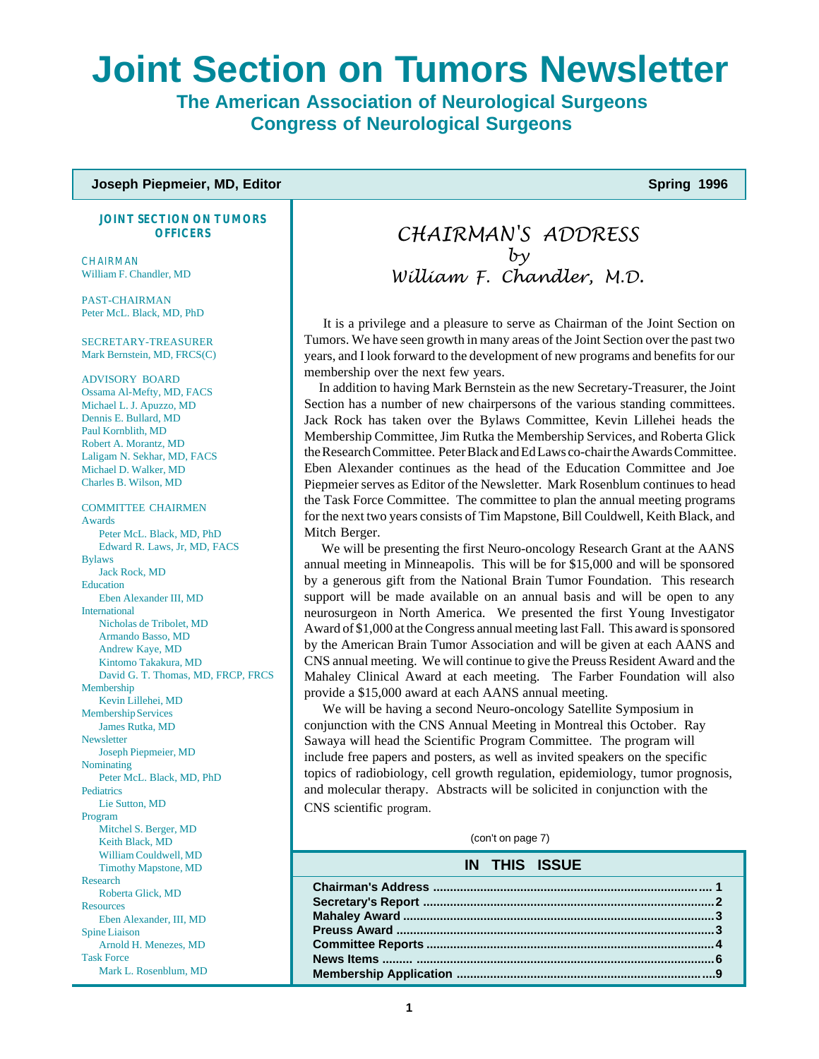# Joint Section on Tumors Newsletter

## The American Association of Neurological Surgeons
## Congress of Neurological Surgeons

**Joseph Piepmeier, MD, Editor** | **Spring 1996**

### JOINT SECTION ON TUMORS OFFICERS

CHAIRMAN
William F. Chandler, MD

PAST-CHAIRMAN
Peter McL. Black, MD, PhD

SECRETARY-TREASURER
Mark Bernstein, MD, FRCS(C)

ADVISORY BOARD
Ossama Al-Mefty, MD, FACS
Michael L. J. Apuzzo, MD
Dennis E. Bullard, MD
Paul Kornblith, MD
Robert A. Morantz, MD
Laligam N. Sekhar, MD, FACS
Michael D. Walker, MD
Charles B. Wilson, MD

COMMITTEE CHAIRMEN

Awards
- Peter McL. Black, MD, PhD
- Edward R. Laws, Jr, MD, FACS

Bylaws
- Jack Rock, MD

Education
- Eben Alexander III, MD

International
- Nicholas de Tribolet, MD
- Armando Basso, MD
- Andrew Kaye, MD
- Kintomo Takakura, MD
- David G. T. Thomas, MD, FRCP, FRCS

Membership
- Kevin Lillehei, MD

Membership Services
- James Rutka, MD

Newsletter
- Joseph Piepmeier, MD

Nominating
- Peter McL. Black, MD, PhD

Pediatrics
- Lie Sutton, MD

Program
- Mitchel S. Berger, MD
- Keith Black, MD
- William Couldwell, MD
- Timothy Mapstone, MD

Research
- Roberta Glick, MD

Resources
- Eben Alexander, III, MD

Spine Liaison
- Arnold H. Menezes, MD

Task Force
- Mark L. Rosenblum, MD

## CHAIRMAN'S ADDRESS
### by
### William F. Chandler, M.D.

It is a privilege and a pleasure to serve as Chairman of the Joint Section on Tumors. We have seen growth in many areas of the Joint Section over the past two years, and I look forward to the development of new programs and benefits for our membership over the next few years.

In addition to having Mark Bernstein as the new Secretary-Treasurer, the Joint Section has a number of new chairpersons of the various standing committees. Jack Rock has taken over the Bylaws Committee, Kevin Lillehei heads the Membership Committee, Jim Rutka the Membership Services, and Roberta Glick the Research Committee. Peter Black and Ed Laws co-chair the Awards Committee. Eben Alexander continues as the head of the Education Committee and Joe Piepmeier serves as Editor of the Newsletter. Mark Rosenblum continues to head the Task Force Committee. The committee to plan the annual meeting programs for the next two years consists of Tim Mapstone, Bill Couldwell, Keith Black, and Mitch Berger.

We will be presenting the first Neuro-oncology Research Grant at the AANS annual meeting in Minneapolis. This will be for $15,000 and will be sponsored by a generous gift from the National Brain Tumor Foundation. This research support will be made available on an annual basis and will be open to any neurosurgeon in North America. We presented the first Young Investigator Award of $1,000 at the Congress annual meeting last Fall. This award is sponsored by the American Brain Tumor Association and will be given at each AANS and CNS annual meeting. We will continue to give the Preuss Resident Award and the Mahaley Clinical Award at each meeting. The Farber Foundation will also provide a $15,000 award at each AANS annual meeting.

We will be having a second Neuro-oncology Satellite Symposium in conjunction with the CNS Annual Meeting in Montreal this October. Ray Sawaya will head the Scientific Program Committee. The program will include free papers and posters, as well as invited speakers on the specific topics of radiobiology, cell growth regulation, epidemiology, tumor prognosis, and molecular therapy. Abstracts will be solicited in conjunction with the CNS scientific program.

(con't on page 7)

### IN THIS ISSUE

| | |
|---|---|
| **Chairman's Address** | **1** |
| **Secretary's Report** | **2** |
| **Mahaley Award** | **3** |
| **Preuss Award** | **3** |
| **Committee Reports** | **4** |
| **News Items** | **6** |
| **Membership Application** | **9** |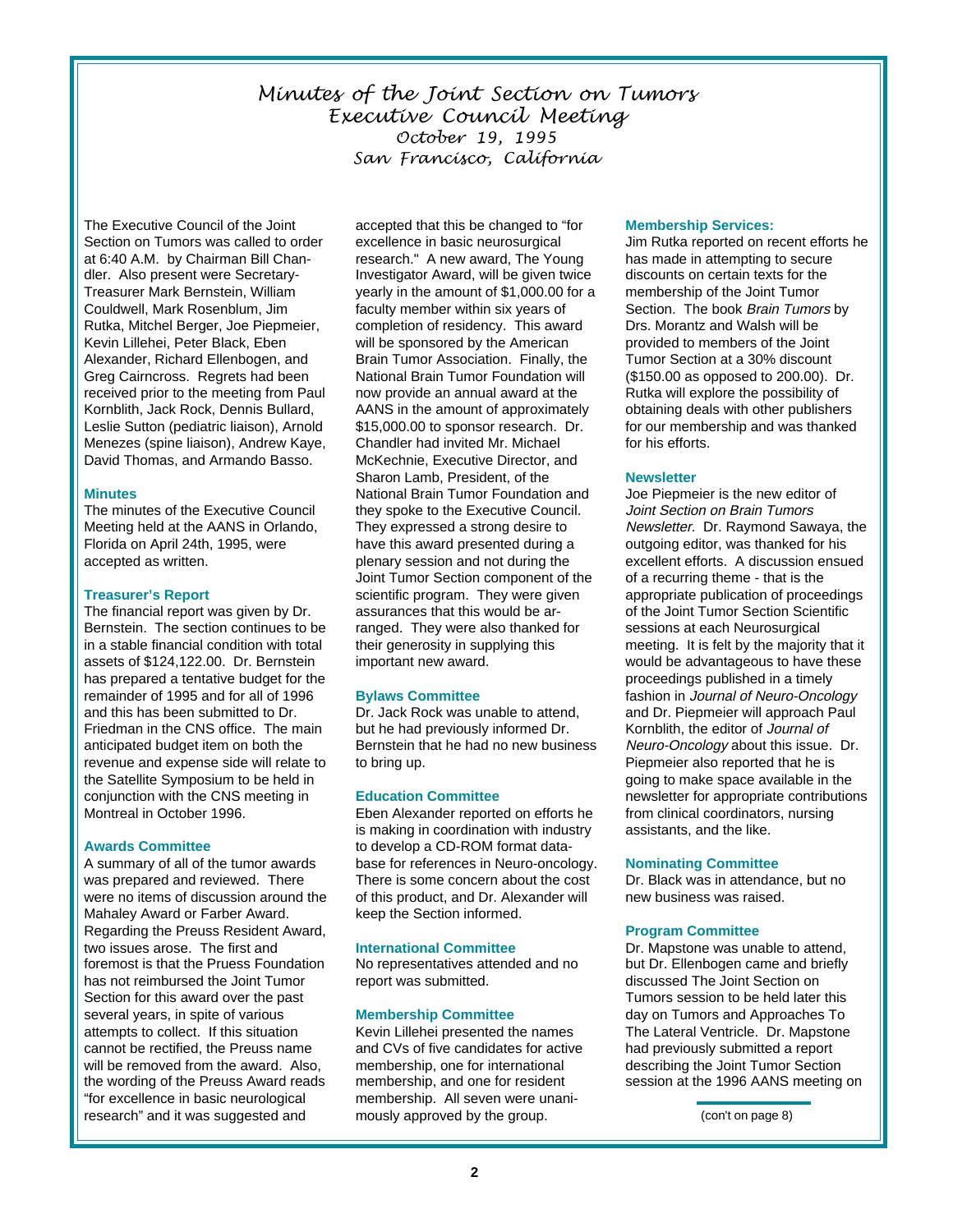# Minutes of the Joint Section on Tumors Executive Council Meeting

### October 19, 1995
### San Francisco, California

The Executive Council of the Joint Section on Tumors was called to order at 6:40 A.M. by Chairman Bill Chandler. Also present were Secretary-Treasurer Mark Bernstein, William Couldwell, Mark Rosenblum, Jim Rutka, Mitchel Berger, Joe Piepmeier, Kevin Lillehei, Peter Black, Eben Alexander, Richard Ellenbogen, and Greg Cairncross. Regrets had been received prior to the meeting from Paul Kornblith, Jack Rock, Dennis Bullard, Leslie Sutton (pediatric liaison), Arnold Menezes (spine liaison), Andrew Kaye, David Thomas, and Armando Basso.

**Minutes**

The minutes of the Executive Council Meeting held at the AANS in Orlando, Florida on April 24th, 1995, were accepted as written.

**Treasurer's Report**

The financial report was given by Dr. Bernstein. The section continues to be in a stable financial condition with total assets of $124,122.00. Dr. Bernstein has prepared a tentative budget for the remainder of 1995 and for all of 1996 and this has been submitted to Dr. Friedman in the CNS office. The main anticipated budget item on both the revenue and expense side will relate to the Satellite Symposium to be held in conjunction with the CNS meeting in Montreal in October 1996.

**Awards Committee**

A summary of all of the tumor awards was prepared and reviewed. There were no items of discussion around the Mahaley Award or Farber Award. Regarding the Preuss Resident Award, two issues arose. The first and foremost is that the Pruess Foundation has not reimbursed the Joint Tumor Section for this award over the past several years, in spite of various attempts to collect. If this situation cannot be rectified, the Preuss name will be removed from the award. Also, the wording of the Preuss Award reads "for excellence in basic neurological research" and it was suggested and accepted that this be changed to "for excellence in basic neurosurgical research." A new award, The Young Investigator Award, will be given twice yearly in the amount of $1,000.00 for a faculty member within six years of completion of residency. This award will be sponsored by the American Brain Tumor Association. Finally, the National Brain Tumor Foundation will now provide an annual award at the AANS in the amount of approximately $15,000.00 to sponsor research. Dr. Chandler had invited Mr. Michael McKechnie, Executive Director, and Sharon Lamb, President, of the National Brain Tumor Foundation and they spoke to the Executive Council. They expressed a strong desire to have this award presented during a plenary session and not during the Joint Tumor Section component of the scientific program. They were given assurances that this would be arranged. They were also thanked for their generosity in supplying this important new award.

**Bylaws Committee**

Dr. Jack Rock was unable to attend, but he had previously informed Dr. Bernstein that he had no new business to bring up.

**Education Committee**

Eben Alexander reported on efforts he is making in coordination with industry to develop a CD-ROM format database for references in Neuro-oncology. There is some concern about the cost of this product, and Dr. Alexander will keep the Section informed.

**International Committee**

No representatives attended and no report was submitted.

**Membership Committee**

Kevin Lillehei presented the names and CVs of five candidates for active membership, one for international membership, and one for resident membership. All seven were unanimously approved by the group.

**Membership Services:**

Jim Rutka reported on recent efforts he has made in attempting to secure discounts on certain texts for the membership of the Joint Tumor Section. The book *Brain Tumors* by Drs. Morantz and Walsh will be provided to members of the Joint Tumor Section at a 30% discount ($150.00 as opposed to 200.00). Dr. Rutka will explore the possibility of obtaining deals with other publishers for our membership and was thanked for his efforts.

**Newsletter**

Joe Piepmeier is the new editor of *Joint Section on Brain Tumors Newsletter.* Dr. Raymond Sawaya, the outgoing editor, was thanked for his excellent efforts. A discussion ensued of a recurring theme - that is the appropriate publication of proceedings of the Joint Tumor Section Scientific sessions at each Neurosurgical meeting. It is felt by the majority that it would be advantageous to have these proceedings published in a timely fashion in *Journal of Neuro-Oncology* and Dr. Piepmeier will approach Paul Kornblith, the editor of *Journal of Neuro-Oncology* about this issue. Dr. Piepmeier also reported that he is going to make space available in the newsletter for appropriate contributions from clinical coordinators, nursing assistants, and the like.

**Nominating Committee**

Dr. Black was in attendance, but no new business was raised.

**Program Committee**

Dr. Mapstone was unable to attend, but Dr. Ellenbogen came and briefly discussed The Joint Section on Tumors session to be held later this day on Tumors and Approaches To The Lateral Ventricle. Dr. Mapstone had previously submitted a report describing the Joint Tumor Section session at the 1996 AANS meeting on

(con't on page 8)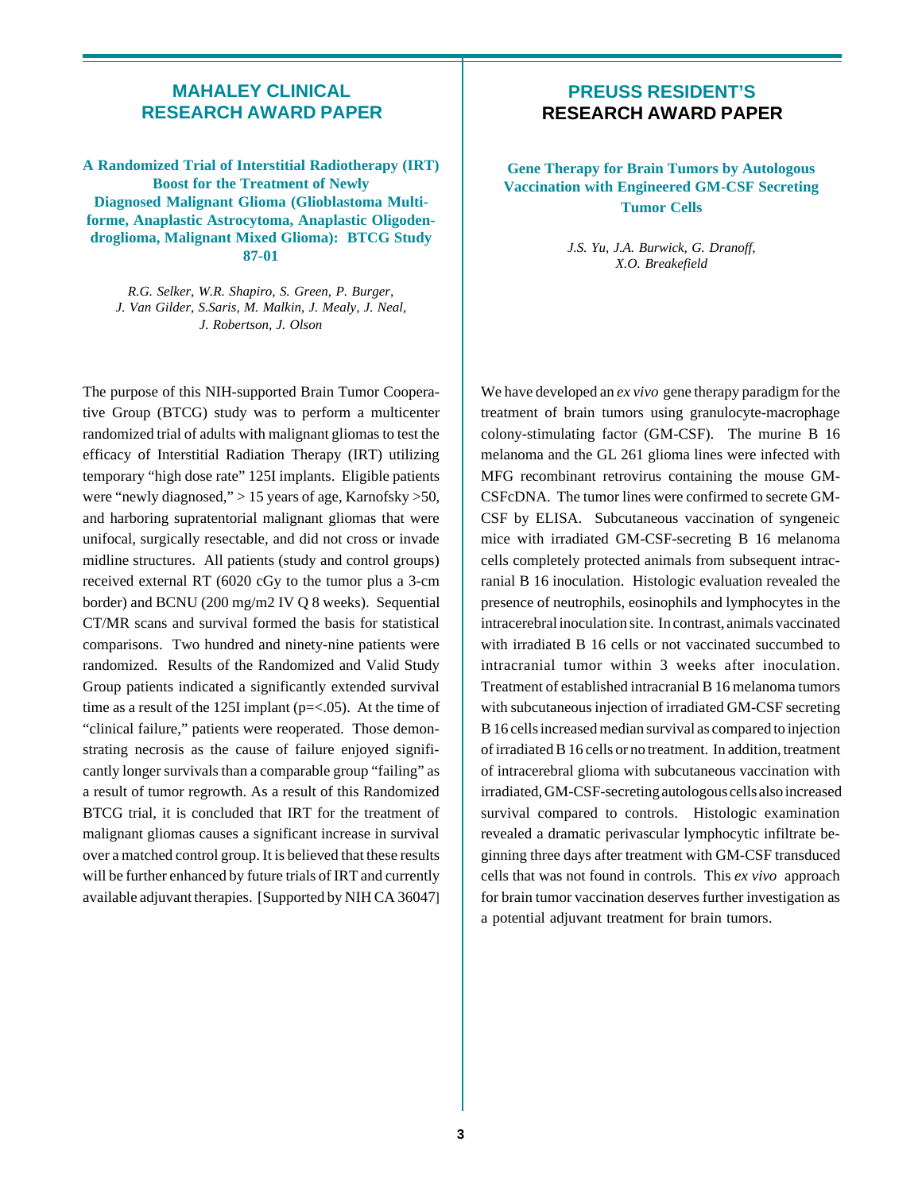## MAHALEY CLINICAL RESEARCH AWARD PAPER

### A Randomized Trial of Interstitial Radiotherapy (IRT) Boost for the Treatment of Newly Diagnosed Malignant Glioma (Glioblastoma Multiforme, Anaplastic Astrocytoma, Anaplastic Oligodendroglioma, Malignant Mixed Glioma): BTCG Study 87-01

*R.G. Selker, W.R. Shapiro, S. Green, P. Burger, J. Van Gilder, S.Saris, M. Malkin, J. Mealy, J. Neal, J. Robertson, J. Olson*

The purpose of this NIH-supported Brain Tumor Cooperative Group (BTCG) study was to perform a multicenter randomized trial of adults with malignant gliomas to test the efficacy of Interstitial Radiation Therapy (IRT) utilizing temporary "high dose rate" 125I implants. Eligible patients were "newly diagnosed," > 15 years of age, Karnofsky >50, and harboring supratentorial malignant gliomas that were unifocal, surgically resectable, and did not cross or invade midline structures. All patients (study and control groups) received external RT (6020 cGy to the tumor plus a 3-cm border) and BCNU (200 mg/m2 IV Q 8 weeks). Sequential CT/MR scans and survival formed the basis for statistical comparisons. Two hundred and ninety-nine patients were randomized. Results of the Randomized and Valid Study Group patients indicated a significantly extended survival time as a result of the 125I implant (p=<.05). At the time of "clinical failure," patients were reoperated. Those demonstrating necrosis as the cause of failure enjoyed significantly longer survivals than a comparable group "failing" as a result of tumor regrowth. As a result of this Randomized BTCG trial, it is concluded that IRT for the treatment of malignant gliomas causes a significant increase in survival over a matched control group. It is believed that these results will be further enhanced by future trials of IRT and currently available adjuvant therapies. [Supported by NIH CA 36047]

## PREUSS RESIDENT'S RESEARCH AWARD PAPER

### Gene Therapy for Brain Tumors by Autologous Vaccination with Engineered GM-CSF Secreting Tumor Cells

*J.S. Yu, J.A. Burwick, G. Dranoff, X.O. Breakefield*

We have developed an *ex vivo* gene therapy paradigm for the treatment of brain tumors using granulocyte-macrophage colony-stimulating factor (GM-CSF). The murine B 16 melanoma and the GL 261 glioma lines were infected with MFG recombinant retrovirus containing the mouse GM-CSFcDNA. The tumor lines were confirmed to secrete GM-CSF by ELISA. Subcutaneous vaccination of syngeneic mice with irradiated GM-CSF-secreting B 16 melanoma cells completely protected animals from subsequent intracranial B 16 inoculation. Histologic evaluation revealed the presence of neutrophils, eosinophils and lymphocytes in the intracerebral inoculation site. In contrast, animals vaccinated with irradiated B 16 cells or not vaccinated succumbed to intracranial tumor within 3 weeks after inoculation. Treatment of established intracranial B 16 melanoma tumors with subcutaneous injection of irradiated GM-CSF secreting B 16 cells increased median survival as compared to injection of irradiated B 16 cells or no treatment. In addition, treatment of intracerebral glioma with subcutaneous vaccination with irradiated, GM-CSF-secreting autologous cells also increased survival compared to controls. Histologic examination revealed a dramatic perivascular lymphocytic infiltrate beginning three days after treatment with GM-CSF transduced cells that was not found in controls. This *ex vivo* approach for brain tumor vaccination deserves further investigation as a potential adjuvant treatment for brain tumors.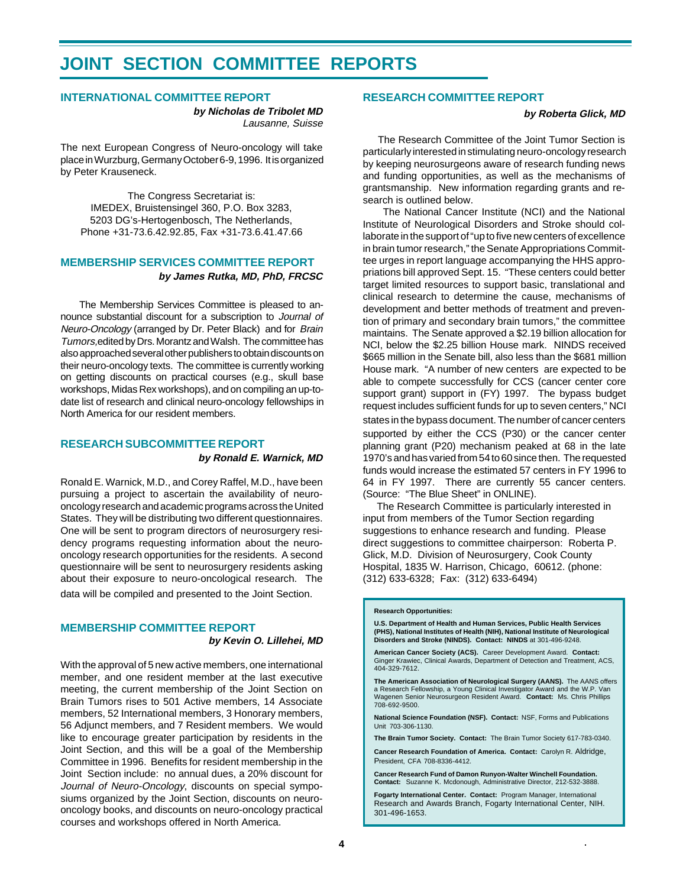# JOINT SECTION COMMITTEE REPORTS

## INTERNATIONAL COMMITTEE REPORT

***by Nicholas de Tribolet MD***
*Lausanne, Suisse*

The next European Congress of Neuro-oncology will take place in Wurzburg, Germany October 6-9, 1996. It is organized by Peter Krauseneck.

The Congress Secretariat is:
IMEDEX, Bruistensingel 360, P.O. Box 3283,
5203 DG's-Hertogenbosch, The Netherlands,
Phone +31-73.6.42.92.85, Fax +31-73.6.41.47.66

## MEMBERSHIP SERVICES COMMITTEE REPORT

***by James Rutka, MD, PhD, FRCSC***

The Membership Services Committee is pleased to announce substantial discount for a subscription to *Journal of Neuro-Oncology* (arranged by Dr. Peter Black) and for *Brain Tumors,* edited by Drs. Morantz and Walsh. The committee has also approached several other publishers to obtain discounts on their neuro-oncology texts. The committee is currently working on getting discounts on practical courses (e.g., skull base workshops, Midas Rex workshops), and on compiling an up-to-date list of research and clinical neuro-oncology fellowships in North America for our resident members.

## RESEARCH SUBCOMMITTEE REPORT

***by Ronald E. Warnick, MD***

Ronald E. Warnick, M.D., and Corey Raffel, M.D., have been pursuing a project to ascertain the availability of neuro-oncology research and academic programs across the United States. They will be distributing two different questionnaires. One will be sent to program directors of neurosurgery residency programs requesting information about the neuro-oncology research opportunities for the residents. A second questionnaire will be sent to neurosurgery residents asking about their exposure to neuro-oncological research. The data will be compiled and presented to the Joint Section.

## MEMBERSHIP COMMITTEE REPORT

***by Kevin O. Lillehei, MD***

With the approval of 5 new active members, one international member, and one resident member at the last executive meeting, the current membership of the Joint Section on Brain Tumors rises to 501 Active members, 14 Associate members, 52 International members, 3 Honorary members, 56 Adjunct members, and 7 Resident members. We would like to encourage greater participation by residents in the Joint Section, and this will be a goal of the Membership Committee in 1996. Benefits for resident membership in the Joint Section include: no annual dues, a 20% discount for *Journal of Neuro-Oncology*, discounts on special symposiums organized by the Joint Section, discounts on neuro-oncology books, and discounts on neuro-oncology practical courses and workshops offered in North America.

## RESEARCH COMMITTEE REPORT

***by Roberta Glick, MD***

The Research Committee of the Joint Tumor Section is particularly interested in stimulating neuro-oncology research by keeping neurosurgeons aware of research funding news and funding opportunities, as well as the mechanisms of grantsmanship. New information regarding grants and research is outlined below.

The National Cancer Institute (NCI) and the National Institute of Neurological Disorders and Stroke should collaborate in the support of "up to five new centers of excellence in brain tumor research," the Senate Appropriations Committee urges in report language accompanying the HHS appropriations bill approved Sept. 15. "These centers could better target limited resources to support basic, translational and clinical research to determine the cause, mechanisms of development and better methods of treatment and prevention of primary and secondary brain tumors," the committee maintains. The Senate approved a $2.19 billion allocation for NCI, below the $2.25 billion House mark. NINDS received $665 million in the Senate bill, also less than the $681 million House mark. "A number of new centers are expected to be able to compete successfully for CCS (cancer center core support grant) support in (FY) 1997. The bypass budget request includes sufficient funds for up to seven centers," NCI states in the bypass document. The number of cancer centers supported by either the CCS (P30) or the cancer center planning grant (P20) mechanism peaked at 68 in the late 1970's and has varied from 54 to 60 since then. The requested funds would increase the estimated 57 centers in FY 1996 to 64 in FY 1997. There are currently 55 cancer centers. (Source: "The Blue Sheet" in ONLINE).

The Research Committee is particularly interested in input from members of the Tumor Section regarding suggestions to enhance research and funding. Please direct suggestions to committee chairperson: Roberta P. Glick, M.D. Division of Neurosurgery, Cook County Hospital, 1835 W. Harrison, Chicago, 60612. (phone: (312) 633-6328; Fax: (312) 633-6494)

**Research Opportunities:**

**U.S. Department of Health and Human Services, Public Health Services (PHS), National Institutes of Health (NIH), National Institute of Neurological Disorders and Stroke (NINDS). Contact: NINDS** at 301-496-9248.

**American Cancer Society (ACS).** Career Development Award. **Contact:** Ginger Krawiec, Clinical Awards, Department of Detection and Treatment, ACS, 404-329-7612.

**The American Association of Neurological Surgery (AANS).** The AANS offers a Research Fellowship, a Young Clinical Investigator Award and the W.P. Van Wagenen Senior Neurosurgeon Resident Award. **Contact:** Ms. Chris Phillips 708-692-9500.

**National Science Foundation (NSF). Contact:** NSF, Forms and Publications Unit 703-306-1130.

**The Brain Tumor Society. Contact:** The Brain Tumor Society 617-783-0340.

**Cancer Research Foundation of America. Contact:** Carolyn R. Aldridge, President, CFA 708-8336-4412.

**Cancer Research Fund of Damon Runyon-Walter Winchell Foundation. Contact:** Suzanne K. Mcdonough, Administrative Director, 212-532-3888.

**Fogarty International Center. Contact:** Program Manager, International Research and Awards Branch, Fogarty International Center, NIH. 301-496-1653.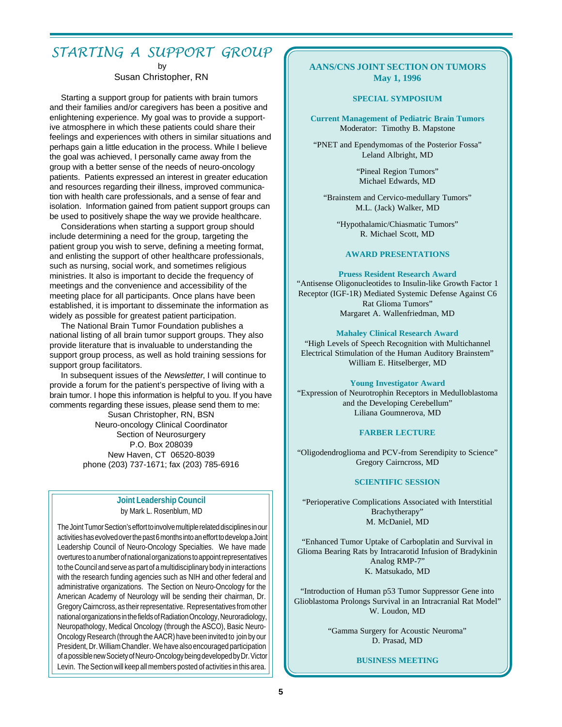# STARTING A SUPPORT GROUP

by

Susan Christopher, RN

Starting a support group for patients with brain tumors and their families and/or caregivers has been a positive and enlightening experience. My goal was to provide a supportive atmosphere in which these patients could share their feelings and experiences with others in similar situations and perhaps gain a little education in the process. While I believe the goal was achieved, I personally came away from the group with a better sense of the needs of neuro-oncology patients. Patients expressed an interest in greater education and resources regarding their illness, improved communication with health care professionals, and a sense of fear and isolation. Information gained from patient support groups can be used to positively shape the way we provide healthcare.

Considerations when starting a support group should include determining a need for the group, targeting the patient group you wish to serve, defining a meeting format, and enlisting the support of other healthcare professionals, such as nursing, social work, and sometimes religious ministries. It also is important to decide the frequency of meetings and the convenience and accessibility of the meeting place for all participants. Once plans have been established, it is important to disseminate the information as widely as possible for greatest patient participation.

The National Brain Tumor Foundation publishes a national listing of all brain tumor support groups. They also provide literature that is invaluable to understanding the support group process, as well as hold training sessions for support group facilitators.

In subsequent issues of the *Newsletter*, I will continue to provide a forum for the patient's perspective of living with a brain tumor. I hope this information is helpful to you. If you have comments regarding these issues, please send them to me:

Susan Christopher, RN, BSN
Neuro-oncology Clinical Coordinator
Section of Neurosurgery
P.O. Box 208039
New Haven, CT 06520-8039
phone (203) 737-1671; fax (203) 785-6916

## Joint Leadership Council

by Mark L. Rosenblum, MD

The Joint Tumor Section's effort to involve multiple related disciplines in our activities has evolved over the past 6 months into an effort to develop a Joint Leadership Council of Neuro-Oncology Specialties. We have made overtures to a number of national organizations to appoint representatives to the Council and serve as part of a multidisciplinary body in interactions with the research funding agencies such as NIH and other federal and administrative organizations. The Section on Neuro-Oncology for the American Academy of Neurology will be sending their chairman, Dr. Gregory Cairncross, as their representative. Representatives from other national organizations in the fields of Radiation Oncology, Neuroradiology, Neuropathology, Medical Oncology (through the ASCO), Basic Neuro-Oncology Research (through the AACR) have been invited to join by our President, Dr. William Chandler. We have also encouraged participation of a possible new Society of Neuro-Oncology being developed by Dr. Victor Levin. The Section will keep all members posted of activities in this area.

## AANS/CNS JOINT SECTION ON TUMORS
## May 1, 1996

### SPECIAL SYMPOSIUM

**Current Management of Pediatric Brain Tumors**
Moderator: Timothy B. Mapstone

"PNET and Ependymomas of the Posterior Fossa"
Leland Albright, MD

"Pineal Region Tumors"
Michael Edwards, MD

"Brainstem and Cervico-medullary Tumors"
M.L. (Jack) Walker, MD

"Hypothalamic/Chiasmatic Tumors"
R. Michael Scott, MD

### AWARD PRESENTATIONS

**Pruess Resident Research Award**
"Antisense Oligonucleotides to Insulin-like Growth Factor 1 Receptor (IGF-1R) Mediated Systemic Defense Against C6 Rat Glioma Tumors"
Margaret A. Wallenfriedman, MD

**Mahaley Clinical Research Award**
"High Levels of Speech Recognition with Multichannel Electrical Stimulation of the Human Auditory Brainstem"
William E. Hitselberger, MD

**Young Investigator Award**
"Expression of Neurotrophin Receptors in Medulloblastoma and the Developing Cerebellum"
Liliana Goumnerova, MD

### FARBER LECTURE

"Oligodendroglioma and PCV-from Serendipity to Science"
Gregory Cairncross, MD

### SCIENTIFIC SESSION

"Perioperative Complications Associated with Interstitial Brachytherapy"
M. McDaniel, MD

"Enhanced Tumor Uptake of Carboplatin and Survival in Glioma Bearing Rats by Intracarotid Infusion of Bradykinin Analog RMP-7"
K. Matsukado, MD

"Introduction of Human p53 Tumor Suppressor Gene into Glioblastoma Prolongs Survival in an Intracranial Rat Model"
W. Loudon, MD

"Gamma Surgery for Acoustic Neuroma"
D. Prasad, MD

### BUSINESS MEETING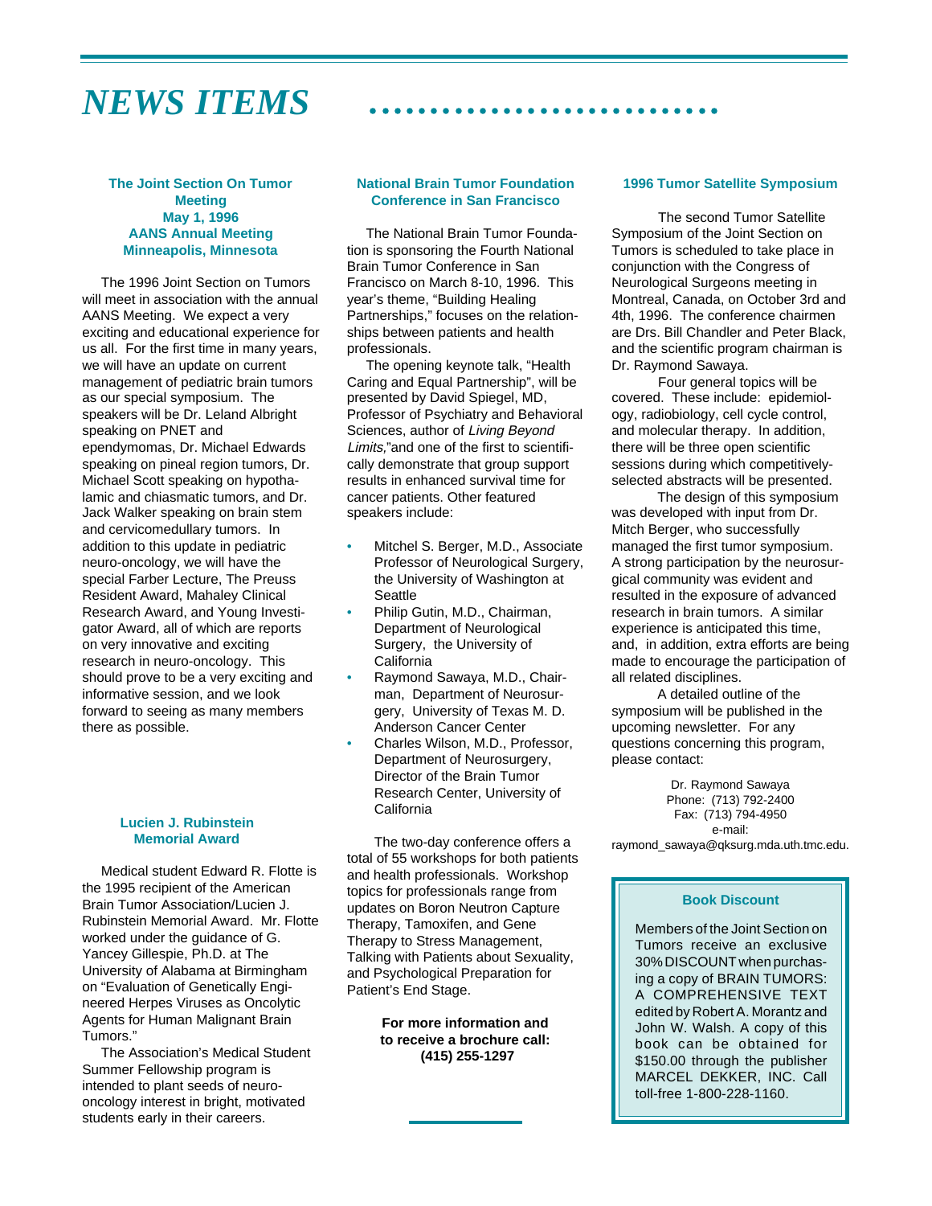# NEWS ITEMS

### The Joint Section On Tumor Meeting
### May 1, 1996
### AANS Annual Meeting
### Minneapolis, Minnesota

The 1996 Joint Section on Tumors will meet in association with the annual AANS Meeting. We expect a very exciting and educational experience for us all. For the first time in many years, we will have an update on current management of pediatric brain tumors as our special symposium. The speakers will be Dr. Leland Albright speaking on PNET and ependymomas, Dr. Michael Edwards speaking on pineal region tumors, Dr. Michael Scott speaking on hypothalamic and chiasmatic tumors, and Dr. Jack Walker speaking on brain stem and cervicomedullary tumors. In addition to this update in pediatric neuro-oncology, we will have the special Farber Lecture, The Preuss Resident Award, Mahaley Clinical Research Award, and Young Investigator Award, all of which are reports on very innovative and exciting research in neuro-oncology. This should prove to be a very exciting and informative session, and we look forward to seeing as many members there as possible.

### Lucien J. Rubinstein Memorial Award

Medical student Edward R. Flotte is the 1995 recipient of the American Brain Tumor Association/Lucien J. Rubinstein Memorial Award. Mr. Flotte worked under the guidance of G. Yancey Gillespie, Ph.D. at The University of Alabama at Birmingham on “Evaluation of Genetically Engineered Herpes Viruses as Oncolytic Agents for Human Malignant Brain Tumors.”

The Association’s Medical Student Summer Fellowship program is intended to plant seeds of neuro-oncology interest in bright, motivated students early in their careers.

### National Brain Tumor Foundation Conference in San Francisco

The National Brain Tumor Foundation is sponsoring the Fourth National Brain Tumor Conference in San Francisco on March 8-10, 1996. This year’s theme, “Building Healing Partnerships,” focuses on the relationships between patients and health professionals.

The opening keynote talk, “Health Caring and Equal Partnership”, will be presented by David Spiegel, MD, Professor of Psychiatry and Behavioral Sciences, author of *Living Beyond Limits,*”and one of the first to scientifically demonstrate that group support results in enhanced survival time for cancer patients. Other featured speakers include:

- Mitchel S. Berger, M.D., Associate Professor of Neurological Surgery, the University of Washington at Seattle
- Philip Gutin, M.D., Chairman, Department of Neurological Surgery, the University of California
- Raymond Sawaya, M.D., Chairman, Department of Neurosurgery, University of Texas M. D. Anderson Cancer Center
- Charles Wilson, M.D., Professor, Department of Neurosurgery, Director of the Brain Tumor Research Center, University of California

The two-day conference offers a total of 55 workshops for both patients and health professionals. Workshop topics for professionals range from updates on Boron Neutron Capture Therapy, Tamoxifen, and Gene Therapy to Stress Management, Talking with Patients about Sexuality, and Psychological Preparation for Patient’s End Stage.

**For more information and to receive a brochure call: (415) 255-1297**

### 1996 Tumor Satellite Symposium

The second Tumor Satellite Symposium of the Joint Section on Tumors is scheduled to take place in conjunction with the Congress of Neurological Surgeons meeting in Montreal, Canada, on October 3rd and 4th, 1996. The conference chairmen are Drs. Bill Chandler and Peter Black, and the scientific program chairman is Dr. Raymond Sawaya.

Four general topics will be covered. These include: epidemiology, radiobiology, cell cycle control, and molecular therapy. In addition, there will be three open scientific sessions during which competitively-selected abstracts will be presented.

The design of this symposium was developed with input from Dr. Mitch Berger, who successfully managed the first tumor symposium. A strong participation by the neurosurgical community was evident and resulted in the exposure of advanced research in brain tumors. A similar experience is anticipated this time, and, in addition, extra efforts are being made to encourage the participation of all related disciplines.

A detailed outline of the symposium will be published in the upcoming newsletter. For any questions concerning this program, please contact:

Dr. Raymond Sawaya
Phone: (713) 792-2400
Fax: (713) 794-4950
e-mail:
raymond_sawaya@qksurg.mda.uth.tmc.edu.

### Book Discount

Members of the Joint Section on Tumors receive an exclusive 30% DISCOUNT when purchasing a copy of BRAIN TUMORS: A COMPREHENSIVE TEXT edited by Robert A. Morantz and John W. Walsh. A copy of this book can be obtained for $150.00 through the publisher MARCEL DEKKER, INC. Call toll-free 1-800-228-1160.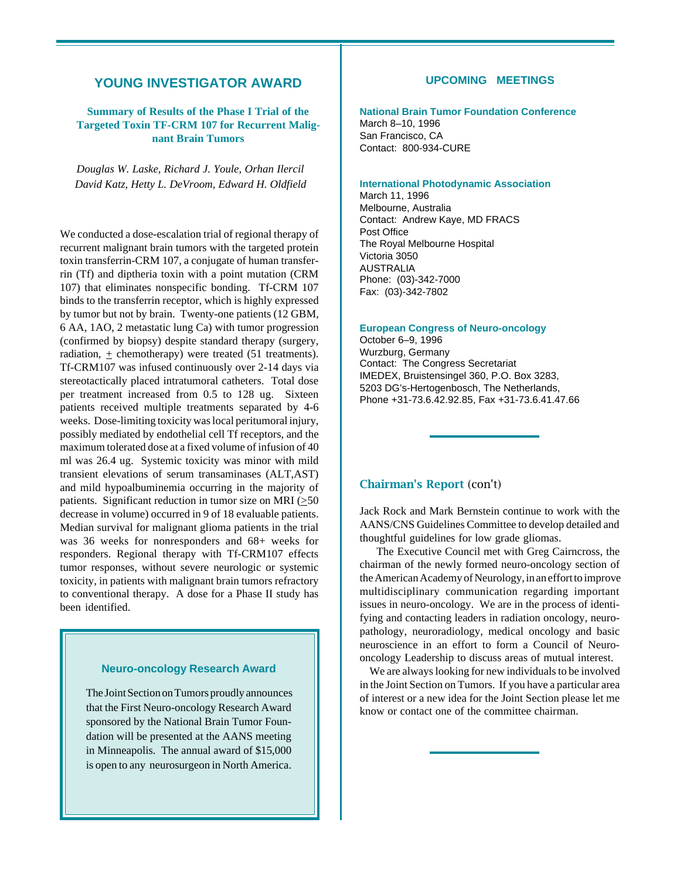## YOUNG INVESTIGATOR AWARD

### Summary of Results of the Phase I Trial of the Targeted Toxin TF-CRM 107 for Recurrent Malignant Brain Tumors

*Douglas W. Laske, Richard J. Youle, Orhan Ilercil*
*David Katz, Hetty L. DeVroom, Edward H. Oldfield*

We conducted a dose-escalation trial of regional therapy of recurrent malignant brain tumors with the targeted protein toxin transferrin-CRM 107, a conjugate of human transferrin (Tf) and diptheria toxin with a point mutation (CRM 107) that eliminates nonspecific bonding. Tf-CRM 107 binds to the transferrin receptor, which is highly expressed by tumor but not by brain. Twenty-one patients (12 GBM, 6 AA, 1AO, 2 metastatic lung Ca) with tumor progression (confirmed by biopsy) despite standard therapy (surgery, radiation, $\pm$ chemotherapy) were treated (51 treatments). Tf-CRM107 was infused continuously over 2-14 days via stereotactically placed intratumoral catheters. Total dose per treatment increased from 0.5 to 128 ug. Sixteen patients received multiple treatments separated by 4-6 weeks. Dose-limiting toxicity was local peritumoral injury, possibly mediated by endothelial cell Tf receptors, and the maximum tolerated dose at a fixed volume of infusion of 40 ml was 26.4 ug. Systemic toxicity was minor with mild transient elevations of serum transaminases (ALT,AST) and mild hypoalbuminemia occurring in the majority of patients. Significant reduction in tumor size on MRI ($\geq$50 decrease in volume) occurred in 9 of 18 evaluable patients. Median survival for malignant glioma patients in the trial was 36 weeks for nonresponders and 68+ weeks for responders. Regional therapy with Tf-CRM107 effects tumor responses, without severe neurologic or systemic toxicity, in patients with malignant brain tumors refractory to conventional therapy. A dose for a Phase II study has been identified.

### Neuro-oncology Research Award

The Joint Section on Tumors proudly announces that the First Neuro-oncology Research Award sponsored by the National Brain Tumor Foundation will be presented at the AANS meeting in Minneapolis. The annual award of $15,000 is open to any neurosurgeon in North America.

## UPCOMING MEETINGS

**National Brain Tumor Foundation Conference**
March 8–10, 1996
San Francisco, CA
Contact: 800-934-CURE

**International Photodynamic Association**
March 11, 1996
Melbourne, Australia
Contact: Andrew Kaye, MD FRACS
Post Office
The Royal Melbourne Hospital
Victoria 3050
AUSTRALIA
Phone: (03)-342-7000
Fax: (03)-342-7802

**European Congress of Neuro-oncology**
October 6–9, 1996
Wurzburg, Germany
Contact: The Congress Secretariat
IMEDEX, Bruistensingel 360, P.O. Box 3283,
5203 DG's-Hertogenbosch, The Netherlands,
Phone +31-73.6.42.92.85, Fax +31-73.6.41.47.66

## Chairman's Report (con't)

Jack Rock and Mark Bernstein continue to work with the AANS/CNS Guidelines Committee to develop detailed and thoughtful guidelines for low grade gliomas.

The Executive Council met with Greg Cairncross, the chairman of the newly formed neuro-oncology section of the American Academy of Neurology, in an effort to improve multidisciplinary communication regarding important issues in neuro-oncology. We are in the process of identifying and contacting leaders in radiation oncology, neuropathology, neuroradiology, medical oncology and basic neuroscience in an effort to form a Council of Neuro-oncology Leadership to discuss areas of mutual interest.

We are always looking for new individuals to be involved in the Joint Section on Tumors. If you have a particular area of interest or a new idea for the Joint Section please let me know or contact one of the committee chairman.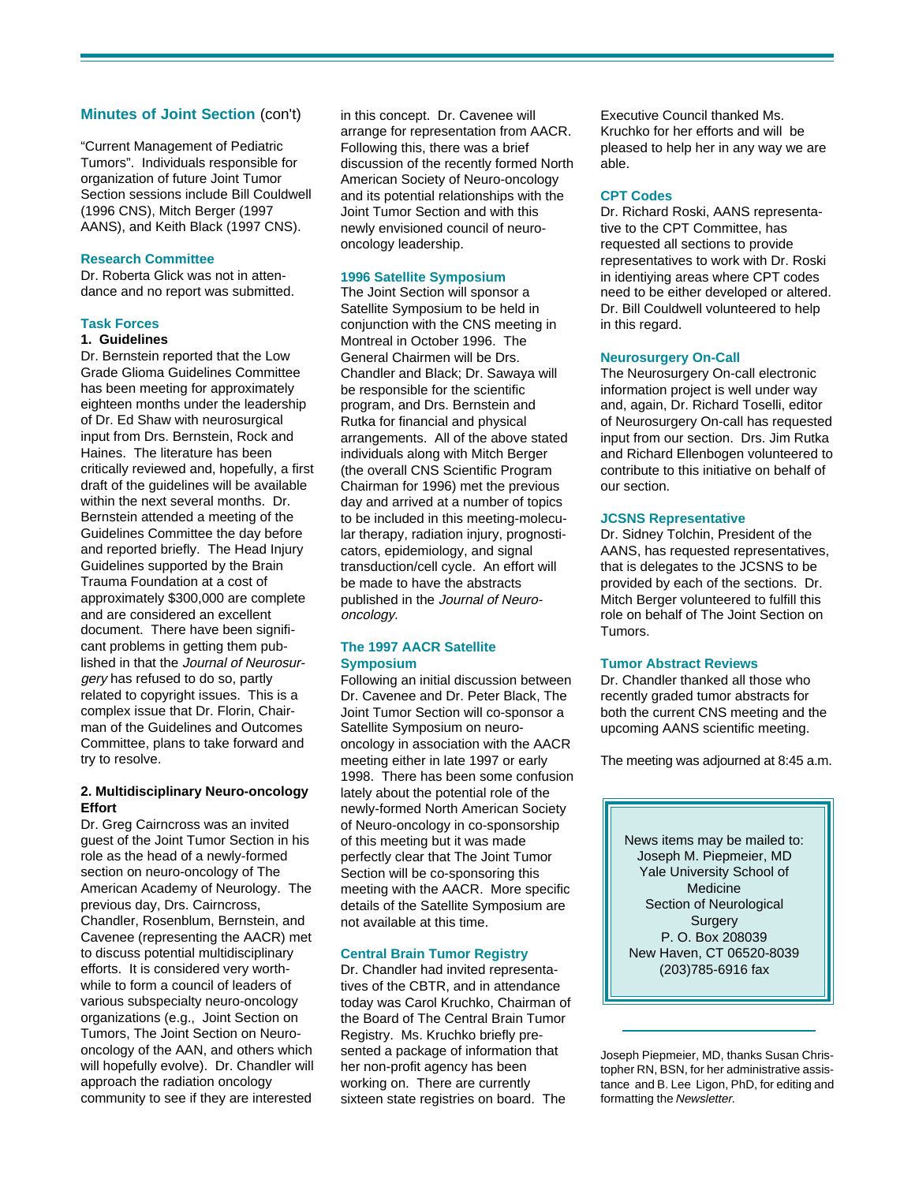## Minutes of Joint Section (con't)

"Current Management of Pediatric Tumors". Individuals responsible for organization of future Joint Tumor Section sessions include Bill Couldwell (1996 CNS), Mitch Berger (1997 AANS), and Keith Black (1997 CNS).

### Research Committee

Dr. Roberta Glick was not in attendance and no report was submitted.

### Task Forces

**1. Guidelines**

Dr. Bernstein reported that the Low Grade Glioma Guidelines Committee has been meeting for approximately eighteen months under the leadership of Dr. Ed Shaw with neurosurgical input from Drs. Bernstein, Rock and Haines. The literature has been critically reviewed and, hopefully, a first draft of the guidelines will be available within the next several months. Dr. Bernstein attended a meeting of the Guidelines Committee the day before and reported briefly. The Head Injury Guidelines supported by the Brain Trauma Foundation at a cost of approximately $300,000 are complete and are considered an excellent document. There have been significant problems in getting them published in that the *Journal of Neurosurgery* has refused to do so, partly related to copyright issues. This is a complex issue that Dr. Florin, Chairman of the Guidelines and Outcomes Committee, plans to take forward and try to resolve.

**2. Multidisciplinary Neuro-oncology Effort**

Dr. Greg Cairncross was an invited guest of the Joint Tumor Section in his role as the head of a newly-formed section on neuro-oncology of The American Academy of Neurology. The previous day, Drs. Cairncross, Chandler, Rosenblum, Bernstein, and Cavenee (representing the AACR) met to discuss potential multidisciplinary efforts. It is considered very worthwhile to form a council of leaders of various subspecialty neuro-oncology organizations (e.g., Joint Section on Tumors, The Joint Section on Neuro-oncology of the AAN, and others which will hopefully evolve). Dr. Chandler will approach the radiation oncology community to see if they are interested in this concept. Dr. Cavenee will arrange for representation from AACR. Following this, there was a brief discussion of the recently formed North American Society of Neuro-oncology and its potential relationships with the Joint Tumor Section and with this newly envisioned council of neuro-oncology leadership.

### 1996 Satellite Symposium

The Joint Section will sponsor a Satellite Symposium to be held in conjunction with the CNS meeting in Montreal in October 1996. The General Chairmen will be Drs. Chandler and Black; Dr. Sawaya will be responsible for the scientific program, and Drs. Bernstein and Rutka for financial and physical arrangements. All of the above stated individuals along with Mitch Berger (the overall CNS Scientific Program Chairman for 1996) met the previous day and arrived at a number of topics to be included in this meeting-molecular therapy, radiation injury, prognosticators, epidemiology, and signal transduction/cell cycle. An effort will be made to have the abstracts published in the *Journal of Neuro-oncology.*

### The 1997 AACR Satellite Symposium

Following an initial discussion between Dr. Cavenee and Dr. Peter Black, The Joint Tumor Section will co-sponsor a Satellite Symposium on neuro-oncology in association with the AACR meeting either in late 1997 or early 1998. There has been some confusion lately about the potential role of the newly-formed North American Society of Neuro-oncology in co-sponsorship of this meeting but it was made perfectly clear that The Joint Tumor Section will be co-sponsoring this meeting with the AACR. More specific details of the Satellite Symposium are not available at this time.

### Central Brain Tumor Registry

Dr. Chandler had invited representatives of the CBTR, and in attendance today was Carol Kruchko, Chairman of the Board of The Central Brain Tumor Registry. Ms. Kruchko briefly presented a package of information that her non-profit agency has been working on. There are currently sixteen state registries on board. The Executive Council thanked Ms. Kruchko for her efforts and will be pleased to help her in any way we are able.

### CPT Codes

Dr. Richard Roski, AANS representative to the CPT Committee, has requested all sections to provide representatives to work with Dr. Roski in identiying areas where CPT codes need to be either developed or altered. Dr. Bill Couldwell volunteered to help in this regard.

### Neurosurgery On-Call

The Neurosurgery On-call electronic information project is well under way and, again, Dr. Richard Toselli, editor of Neurosurgery On-call has requested input from our section. Drs. Jim Rutka and Richard Ellenbogen volunteered to contribute to this initiative on behalf of our section.

### JCSNS Representative

Dr. Sidney Tolchin, President of the AANS, has requested representatives, that is delegates to the JCSNS to be provided by each of the sections. Dr. Mitch Berger volunteered to fulfill this role on behalf of The Joint Section on Tumors.

### Tumor Abstract Reviews

Dr. Chandler thanked all those who recently graded tumor abstracts for both the current CNS meeting and the upcoming AANS scientific meeting.

The meeting was adjourned at 8:45 a.m.

News items may be mailed to:
Joseph M. Piepmeier, MD
Yale University School of Medicine
Section of Neurological Surgery
P. O. Box 208039
New Haven, CT 06520-8039
(203)785-6916 fax

Joseph Piepmeier, MD, thanks Susan Christopher RN, BSN, for her administrative assistance and B. Lee Ligon, PhD, for editing and formatting the *Newsletter.*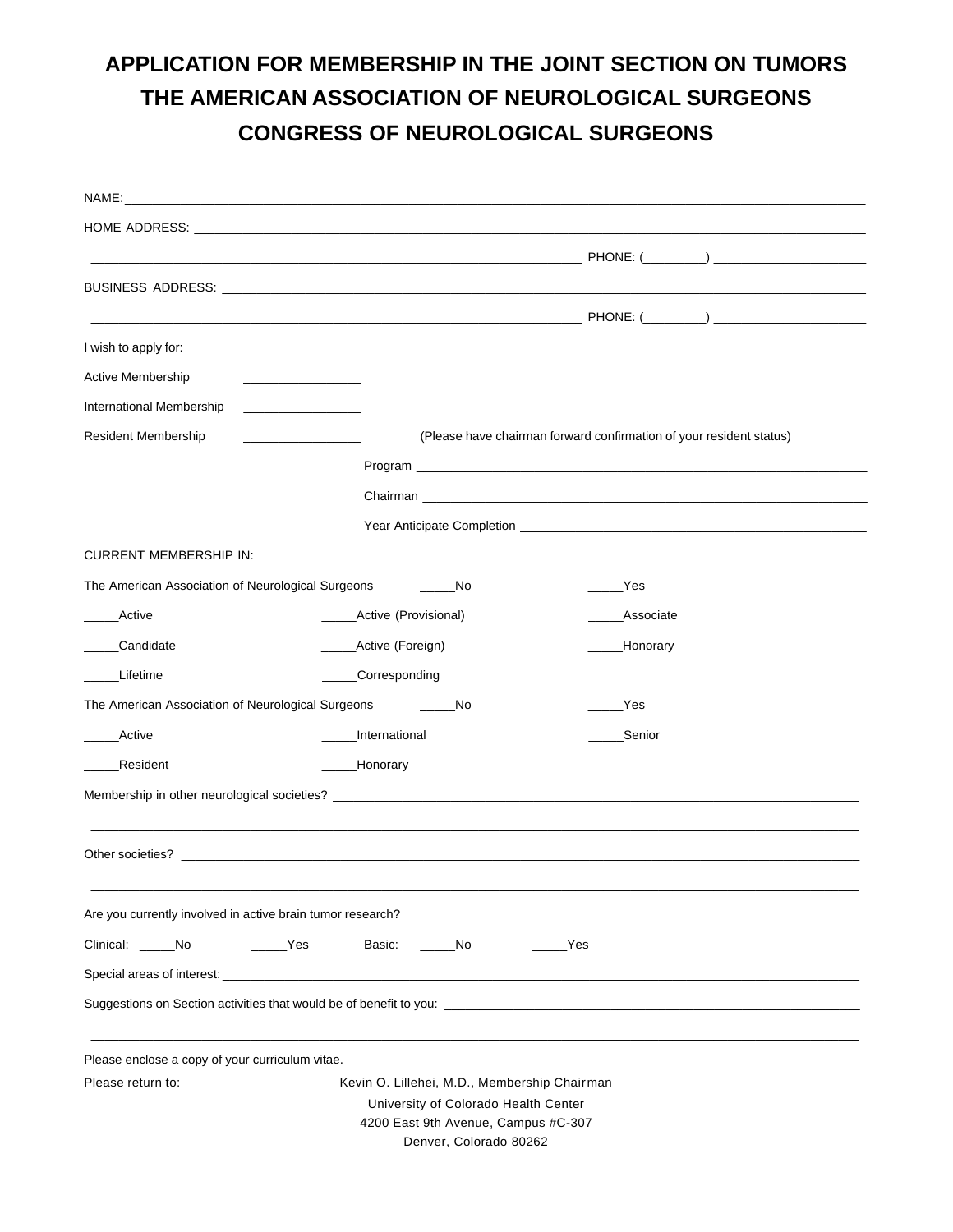# APPLICATION FOR MEMBERSHIP IN THE JOINT SECTION ON TUMORS
# THE AMERICAN ASSOCIATION OF NEUROLOGICAL SURGEONS
# CONGRESS OF NEUROLOGICAL SURGEONS

NAME: ______________________________________________________________________________

HOME ADDRESS: ______________________________________________________________________

______________________________________________________________ PHONE: (________) ____________________

BUSINESS ADDRESS: __________________________________________________________________

______________________________________________________________ PHONE: (________) ____________________

I wish to apply for:

Active Membership ________________

International Membership ________________

Resident Membership ________________ (Please have chairman forward confirmation of your resident status)

Program ____________________________________________________________

Chairman ___________________________________________________________

Year Anticipate Completion ____________________________________________

CURRENT MEMBERSHIP IN:

The American Association of Neurological Surgeons _____No _____Yes

_____Active _____Active (Provisional) _____Associate

_____Candidate _____Active (Foreign) _____Honorary

_____Lifetime _____Corresponding

The American Association of Neurological Surgeons _____No _____Yes

_____Active _____International _____Senior

_____Resident _____Honorary

Membership in other neurological societies? ___________________________________________________

______________________________________________________________________________

Other societies? _____________________________________________________________________

______________________________________________________________________________

Are you currently involved in active brain tumor research?

Clinical: _____No _____Yes Basic: _____No _____Yes

Special areas of interest: ______________________________________________________________

Suggestions on Section activities that would be of benefit to you: ________________________________

______________________________________________________________________________

Please enclose a copy of your curriculum vitae.

Please return to: Kevin O. Lillehei, M.D., Membership Chairman
University of Colorado Health Center
4200 East 9th Avenue, Campus #C-307
Denver, Colorado 80262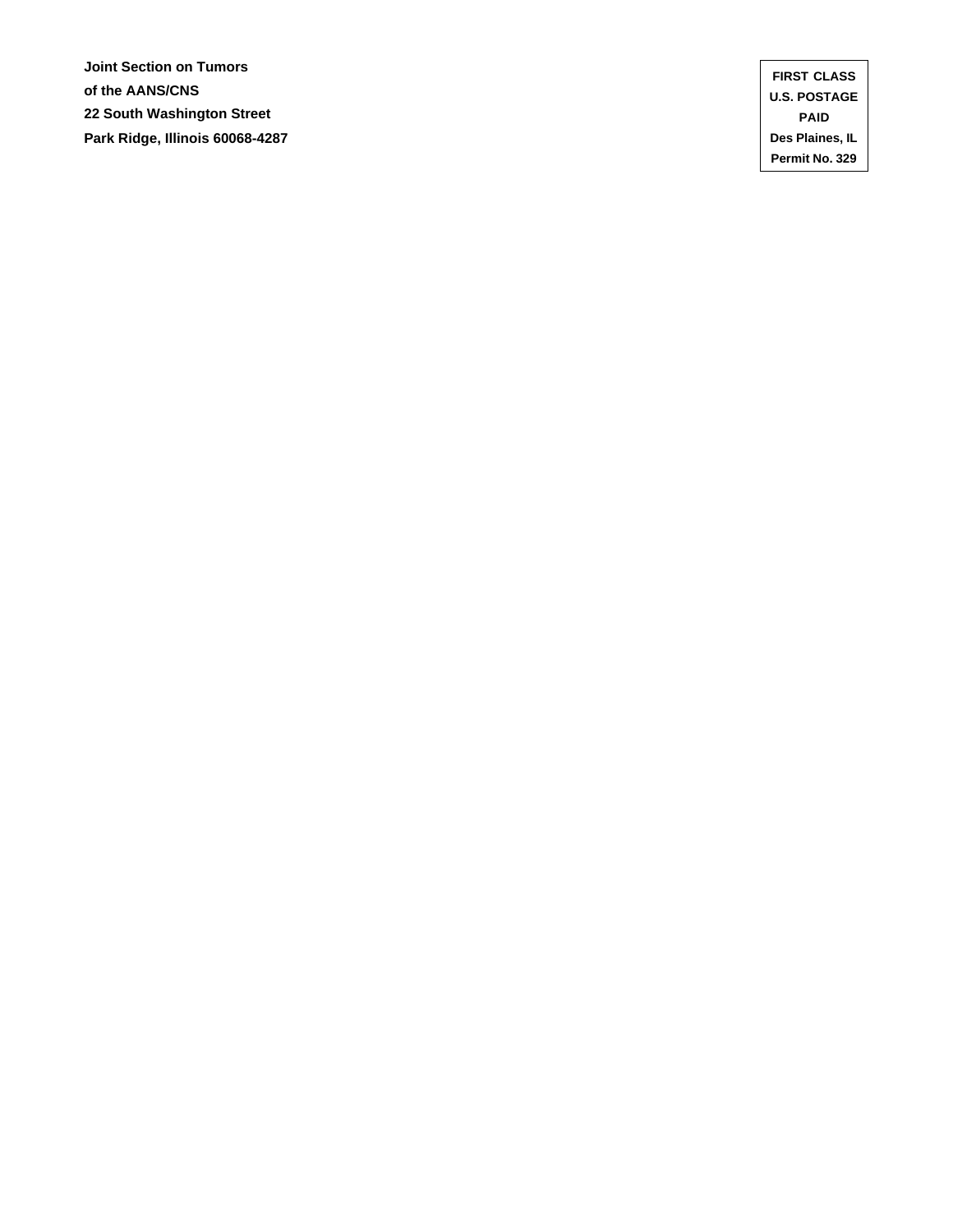**Joint Section on Tumors**
**of the AANS/CNS**
**22 South Washington Street**
**Park Ridge, Illinois 60068-4287**

**FIRST CLASS**
**U.S. POSTAGE**
**PAID**
**Des Plaines, IL**
**Permit No. 329**